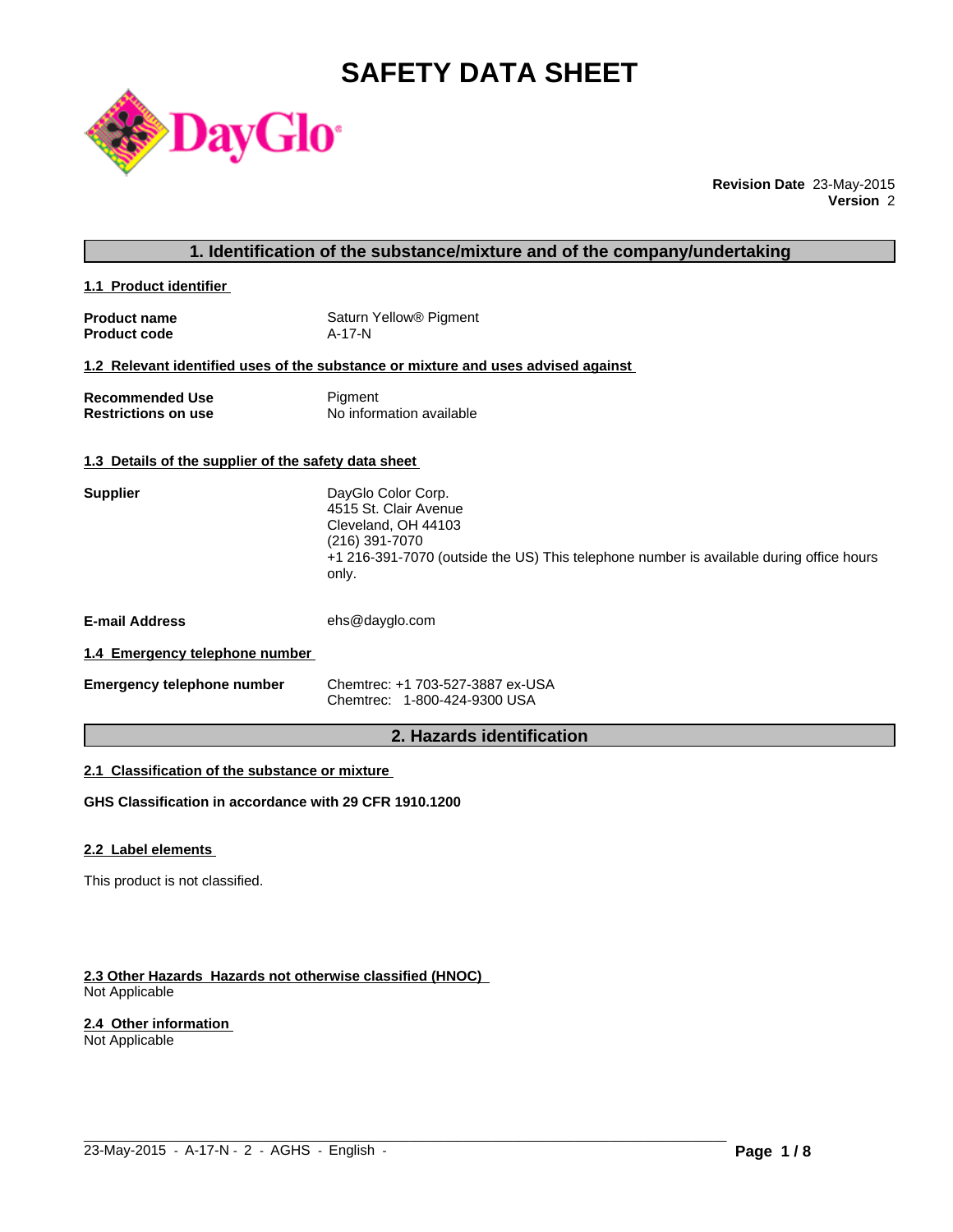# SAFETY DATA SHEET

**Revision Date** 23-May-2015
**Version** 2

## 1. Identification of the substance/mixture and of the company/undertaking

### 1.1 Product identifier

**Product name** Saturn Yellow® Pigment
**Product code** A-17-N

### 1.2 Relevant identified uses of the substance or mixture and uses advised against

**Recommended Use** Pigment
**Restrictions on use** No information available

### 1.3 Details of the supplier of the safety data sheet

**Supplier**
DayGlo Color Corp.
4515 St. Clair Avenue
Cleveland, OH 44103
(216) 391-7070
+1 216-391-7070 (outside the US) This telephone number is available during office hours only.

**E-mail Address** ehs@dayglo.com

### 1.4 Emergency telephone number

**Emergency telephone number**
Chemtrec: +1 703-527-3887 ex-USA
Chemtrec: 1-800-424-9300 USA

## 2. Hazards identification

### 2.1 Classification of the substance or mixture

**GHS Classification in accordance with 29 CFR 1910.1200**

### 2.2 Label elements

This product is not classified.

### 2.3 Other Hazards Hazards not otherwise classified (HNOC)

Not Applicable

### 2.4 Other information

Not Applicable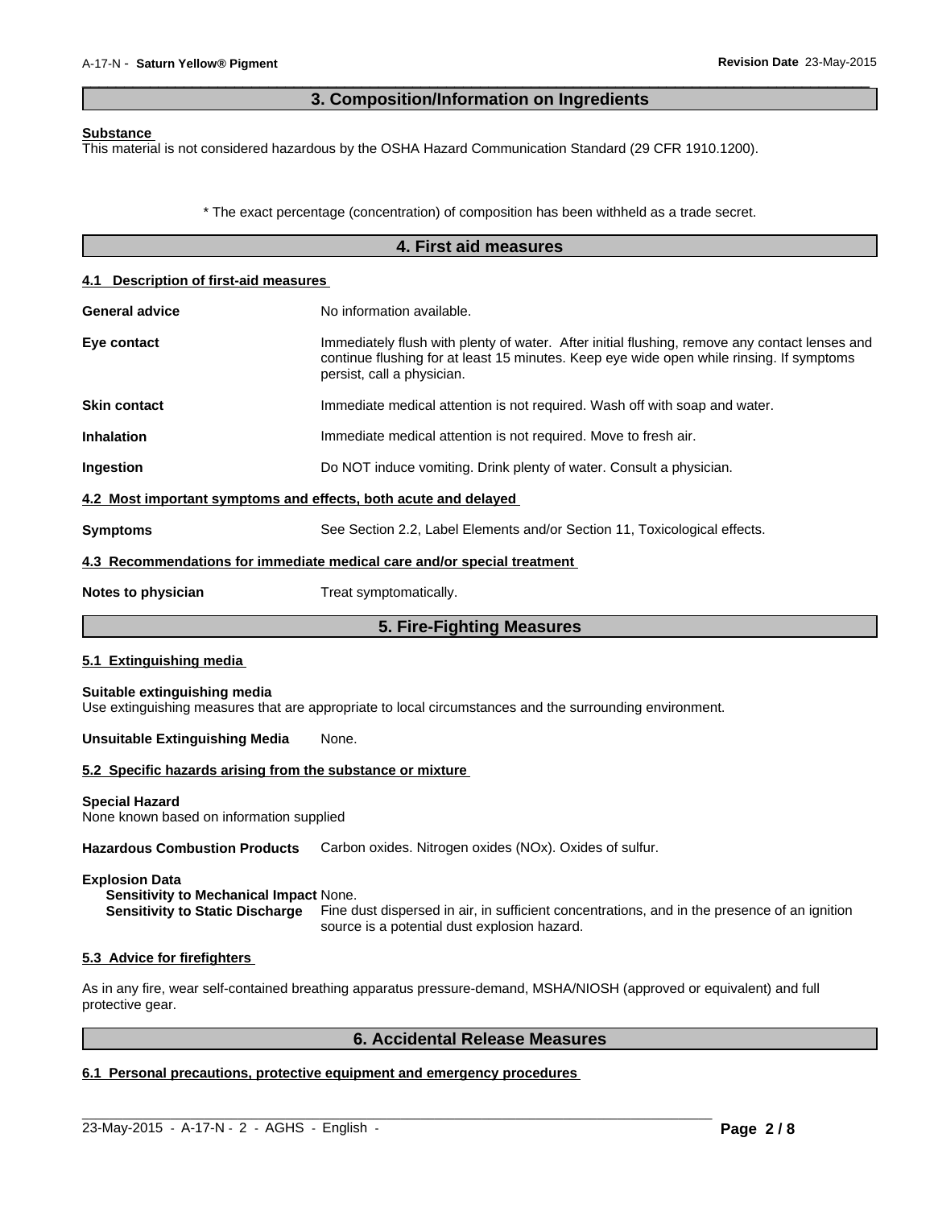## 3. Composition/Information on Ingredients

**Substance**
This material is not considered hazardous by the OSHA Hazard Communication Standard (29 CFR 1910.1200).

\* The exact percentage (concentration) of composition has been withheld as a trade secret.

## 4. First aid measures

### 4.1 Description of first-aid measures

**General advice** No information available.

**Eye contact** Immediately flush with plenty of water. After initial flushing, remove any contact lenses and continue flushing for at least 15 minutes. Keep eye wide open while rinsing. If symptoms persist, call a physician.

**Skin contact** Immediate medical attention is not required. Wash off with soap and water.

**Inhalation** Immediate medical attention is not required. Move to fresh air.

**Ingestion** Do NOT induce vomiting. Drink plenty of water. Consult a physician.

### 4.2 Most important symptoms and effects, both acute and delayed

**Symptoms** See Section 2.2, Label Elements and/or Section 11, Toxicological effects.

### 4.3 Recommendations for immediate medical care and/or special treatment

**Notes to physician** Treat symptomatically.

## 5. Fire-Fighting Measures

### 5.1 Extinguishing media

**Suitable extinguishing media**
Use extinguishing measures that are appropriate to local circumstances and the surrounding environment.

**Unsuitable Extinguishing Media** None.

### 5.2 Specific hazards arising from the substance or mixture

**Special Hazard**
None known based on information supplied

**Hazardous Combustion Products** Carbon oxides. Nitrogen oxides (NOx). Oxides of sulfur.

**Explosion Data**
**Sensitivity to Mechanical Impact** None.
**Sensitivity to Static Discharge** Fine dust dispersed in air, in sufficient concentrations, and in the presence of an ignition source is a potential dust explosion hazard.

### 5.3 Advice for firefighters

As in any fire, wear self-contained breathing apparatus pressure-demand, MSHA/NIOSH (approved or equivalent) and full protective gear.

## 6. Accidental Release Measures

### 6.1 Personal precautions, protective equipment and emergency procedures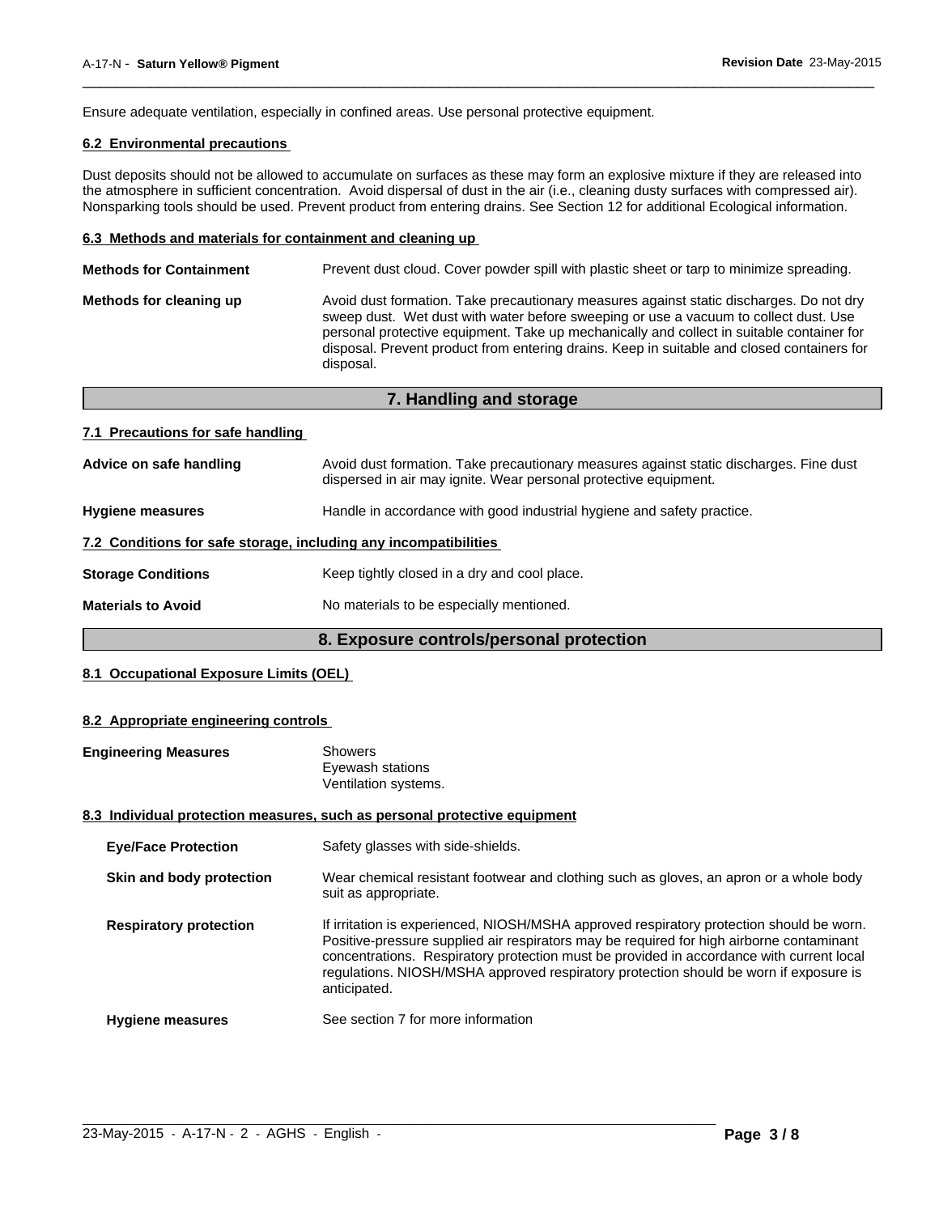Ensure adequate ventilation, especially in confined areas. Use personal protective equipment.

### 6.2 Environmental precautions

Dust deposits should not be allowed to accumulate on surfaces as these may form an explosive mixture if they are released into the atmosphere in sufficient concentration. Avoid dispersal of dust in the air (i.e., cleaning dusty surfaces with compressed air). Nonsparking tools should be used. Prevent product from entering drains. See Section 12 for additional Ecological information.

### 6.3 Methods and materials for containment and cleaning up

**Methods for Containment** — Prevent dust cloud. Cover powder spill with plastic sheet or tarp to minimize spreading.

**Methods for cleaning up** — Avoid dust formation. Take precautionary measures against static discharges. Do not dry sweep dust. Wet dust with water before sweeping or use a vacuum to collect dust. Use personal protective equipment. Take up mechanically and collect in suitable container for disposal. Prevent product from entering drains. Keep in suitable and closed containers for disposal.

## 7. Handling and storage

### 7.1 Precautions for safe handling

**Advice on safe handling** — Avoid dust formation. Take precautionary measures against static discharges. Fine dust dispersed in air may ignite. Wear personal protective equipment.

**Hygiene measures** — Handle in accordance with good industrial hygiene and safety practice.

### 7.2 Conditions for safe storage, including any incompatibilities

**Storage Conditions** — Keep tightly closed in a dry and cool place.

**Materials to Avoid** — No materials to be especially mentioned.

## 8. Exposure controls/personal protection

### 8.1 Occupational Exposure Limits (OEL)

### 8.2 Appropriate engineering controls

**Engineering Measures**
- Showers
- Eyewash stations
- Ventilation systems.

### 8.3 Individual protection measures, such as personal protective equipment

**Eye/Face Protection** — Safety glasses with side-shields.

**Skin and body protection** — Wear chemical resistant footwear and clothing such as gloves, an apron or a whole body suit as appropriate.

**Respiratory protection** — If irritation is experienced, NIOSH/MSHA approved respiratory protection should be worn. Positive-pressure supplied air respirators may be required for high airborne contaminant concentrations. Respiratory protection must be provided in accordance with current local regulations. NIOSH/MSHA approved respiratory protection should be worn if exposure is anticipated.

**Hygiene measures** — See section 7 for more information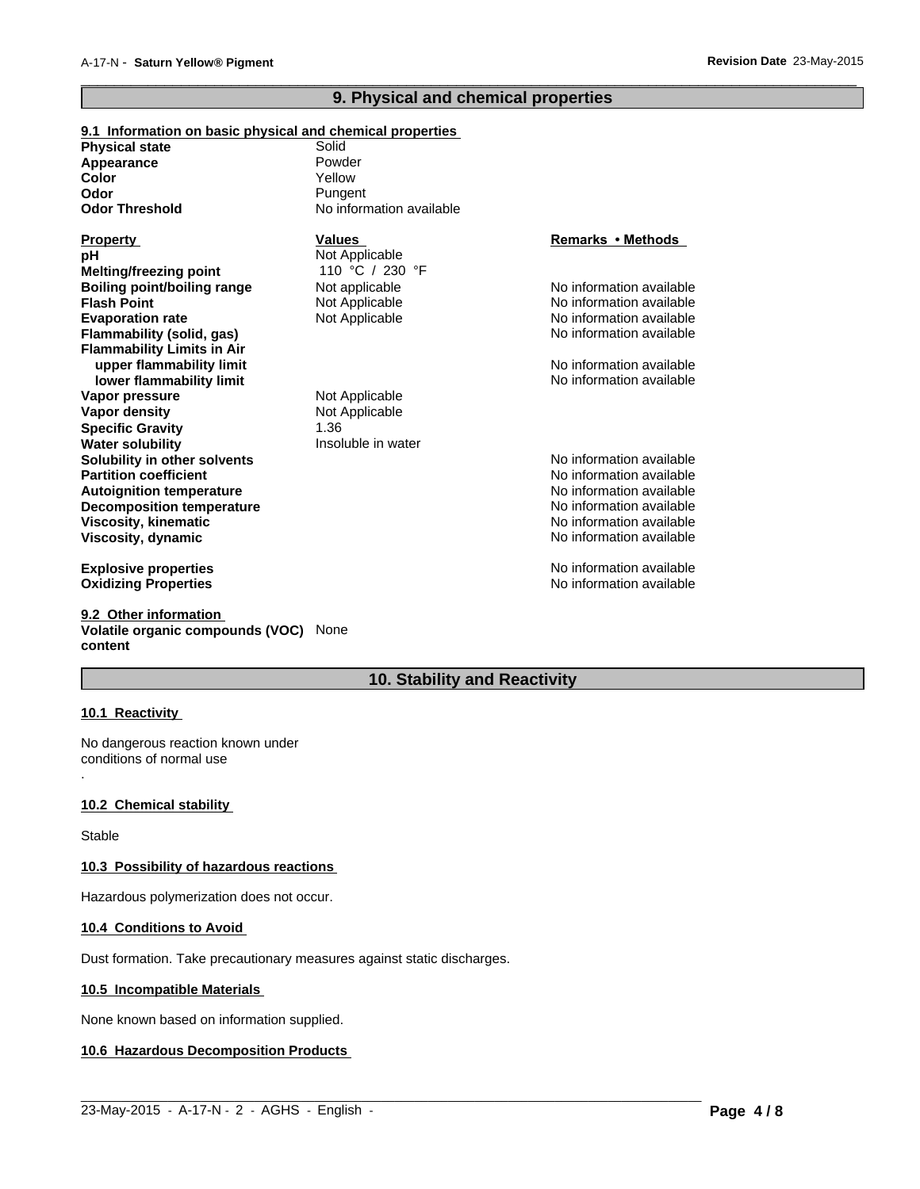## 9. Physical and chemical properties

**9.1 Information on basic physical and chemical properties**

| | |
|---|---|
| **Physical state** | Solid |
| **Appearance** | Powder |
| **Color** | Yellow |
| **Odor** | Pungent |
| **Odor Threshold** | No information available |

| **Property** | **Values** | **Remarks • Methods** |
|---|---|---|
| **pH** | Not Applicable | |
| **Melting/freezing point** | 110 °C / 230 °F | |
| **Boiling point/boiling range** | Not applicable | No information available |
| **Flash Point** | Not Applicable | No information available |
| **Evaporation rate** | Not Applicable | No information available |
| **Flammability (solid, gas)** | | No information available |
| **Flammability Limits in Air** | | |
| **upper flammability limit** | | No information available |
| **lower flammability limit** | | No information available |
| **Vapor pressure** | Not Applicable | |
| **Vapor density** | Not Applicable | |
| **Specific Gravity** | 1.36 | |
| **Water solubility** | Insoluble in water | |
| **Solubility in other solvents** | | No information available |
| **Partition coefficient** | | No information available |
| **Autoignition temperature** | | No information available |
| **Decomposition temperature** | | No information available |
| **Viscosity, kinematic** | | No information available |
| **Viscosity, dynamic** | | No information available |
| **Explosive properties** | | No information available |
| **Oxidizing Properties** | | No information available |

**9.2 Other information**

**Volatile organic compounds (VOC) content** None

## 10. Stability and Reactivity

**10.1 Reactivity**

No dangerous reaction known under conditions of normal use

.

**10.2 Chemical stability**

Stable

**10.3 Possibility of hazardous reactions**

Hazardous polymerization does not occur.

**10.4 Conditions to Avoid**

Dust formation. Take precautionary measures against static discharges.

**10.5 Incompatible Materials**

None known based on information supplied.

**10.6 Hazardous Decomposition Products**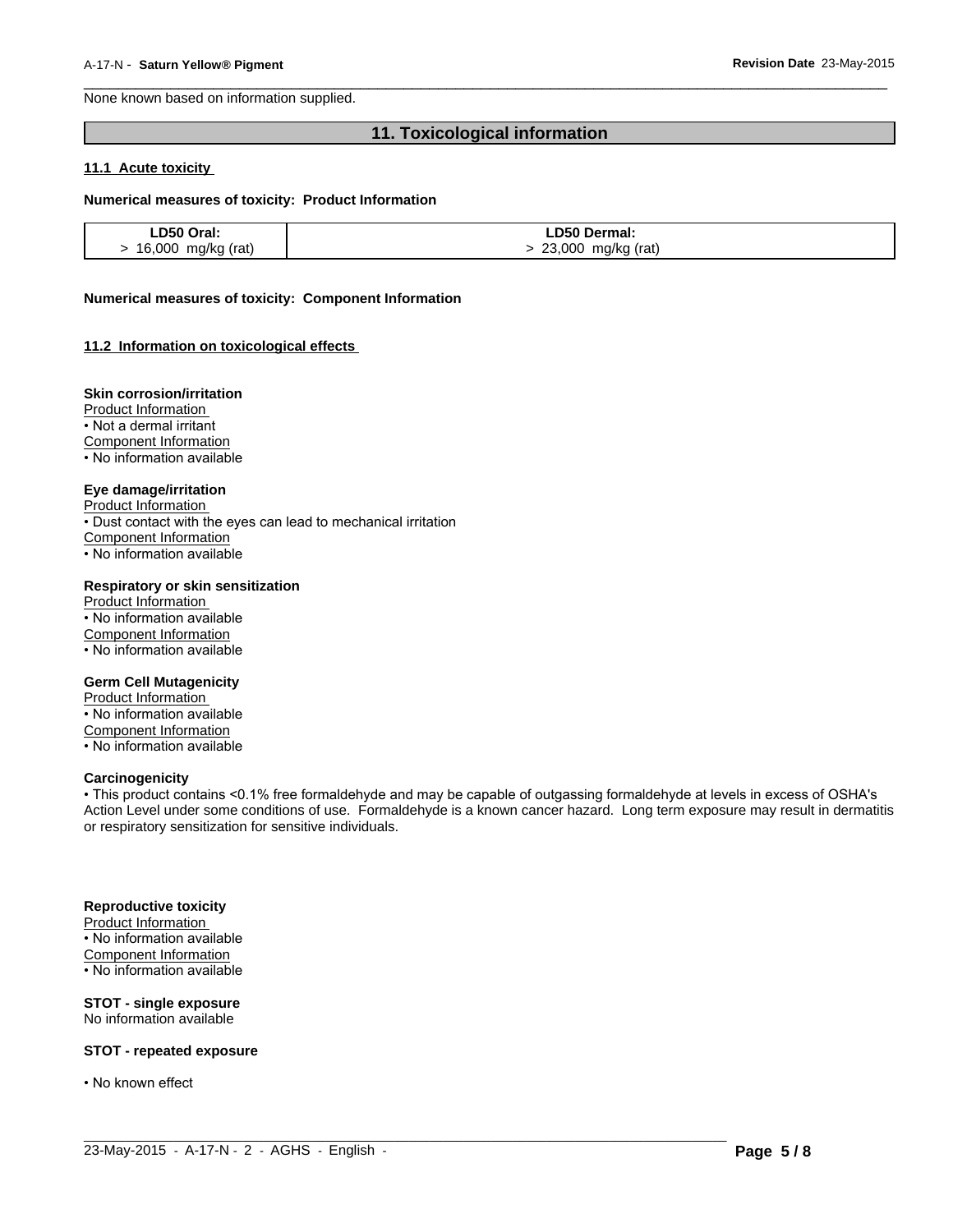None known based on information supplied.

## 11. Toxicological information

### 11.1 Acute toxicity

**Numerical measures of toxicity: Product Information**

| LD50 Oral: | LD50 Dermal: |
|---|---|
| > 16,000 mg/kg (rat) | > 23,000 mg/kg (rat) |

**Numerical measures of toxicity: Component Information**

### 11.2 Information on toxicological effects

**Skin corrosion/irritation**

Product Information
- Not a dermal irritant

Component Information
- No information available

**Eye damage/irritation**

Product Information
- Dust contact with the eyes can lead to mechanical irritation

Component Information
- No information available

**Respiratory or skin sensitization**

Product Information
- No information available

Component Information
- No information available

**Germ Cell Mutagenicity**

Product Information
- No information available

Component Information
- No information available

**Carcinogenicity**

- This product contains <0.1% free formaldehyde and may be capable of outgassing formaldehyde at levels in excess of OSHA's Action Level under some conditions of use. Formaldehyde is a known cancer hazard. Long term exposure may result in dermatitis or respiratory sensitization for sensitive individuals.

**Reproductive toxicity**

Product Information
- No information available

Component Information
- No information available

**STOT - single exposure**

No information available

**STOT - repeated exposure**

- No known effect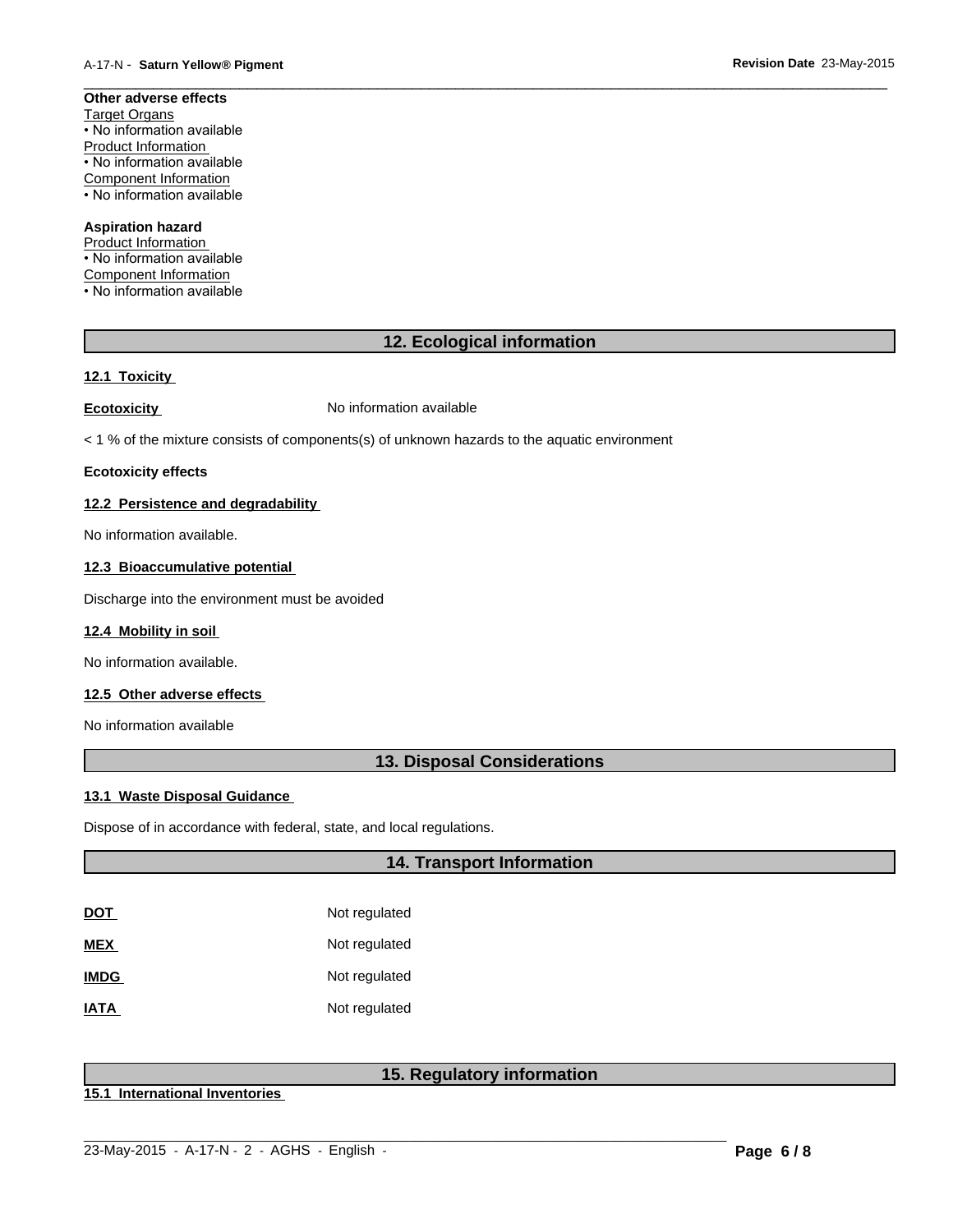**Other adverse effects**

Target Organs
• No information available
Product Information
• No information available
Component Information
• No information available

**Aspiration hazard**

Product Information
• No information available
Component Information
• No information available

## 12. Ecological information

### 12.1 Toxicity

**Ecotoxicity** No information available

< 1 % of the mixture consists of components(s) of unknown hazards to the aquatic environment

**Ecotoxicity effects**

### 12.2 Persistence and degradability

No information available.

### 12.3 Bioaccumulative potential

Discharge into the environment must be avoided

### 12.4 Mobility in soil

No information available.

### 12.5 Other adverse effects

No information available

## 13. Disposal Considerations

### 13.1 Waste Disposal Guidance

Dispose of in accordance with federal, state, and local regulations.

## 14. Transport Information

| | |
|---|---|
| **DOT** | Not regulated |
| **MEX** | Not regulated |
| **IMDG** | Not regulated |
| **IATA** | Not regulated |

## 15. Regulatory information

### 15.1 International Inventories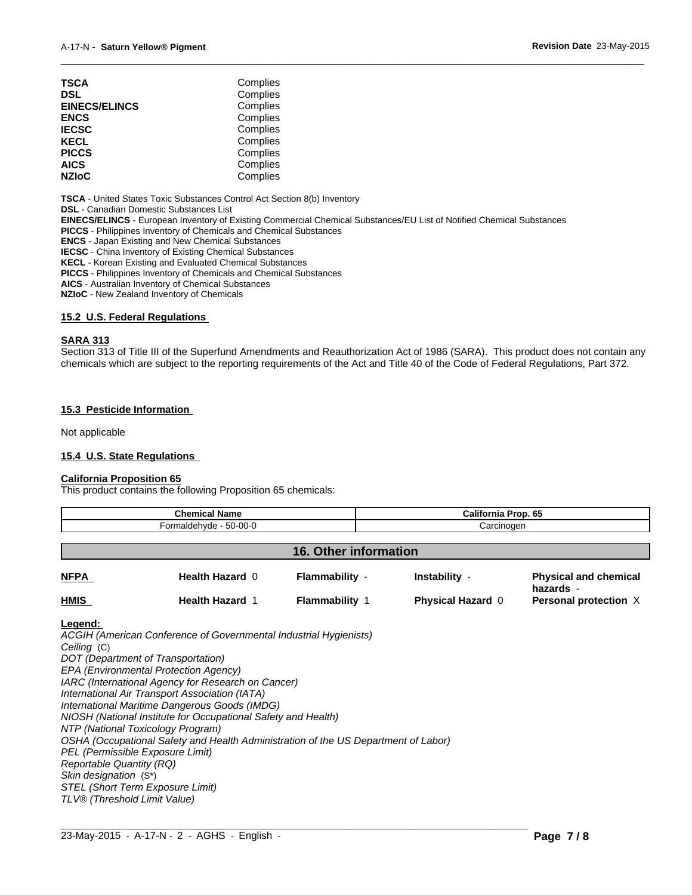| | |
|---|---|
| **TSCA** | Complies |
| **DSL** | Complies |
| **EINECS/ELINCS** | Complies |
| **ENCS** | Complies |
| **IECSC** | Complies |
| **KECL** | Complies |
| **PICCS** | Complies |
| **AICS** | Complies |
| **NZIoC** | Complies |

**TSCA** - United States Toxic Substances Control Act Section 8(b) Inventory
**DSL** - Canadian Domestic Substances List
**EINECS/ELINCS** - European Inventory of Existing Commercial Chemical Substances/EU List of Notified Chemical Substances
**PICCS** - Philippines Inventory of Chemicals and Chemical Substances
**ENCS** - Japan Existing and New Chemical Substances
**IECSC** - China Inventory of Existing Chemical Substances
**KECL** - Korean Existing and Evaluated Chemical Substances
**PICCS** - Philippines Inventory of Chemicals and Chemical Substances
**AICS** - Australian Inventory of Chemical Substances
**NZIoC** - New Zealand Inventory of Chemicals

### 15.2 U.S. Federal Regulations

**SARA 313**

Section 313 of Title III of the Superfund Amendments and Reauthorization Act of 1986 (SARA). This product does not contain any chemicals which are subject to the reporting requirements of the Act and Title 40 of the Code of Federal Regulations, Part 372.

### 15.3 Pesticide Information

Not applicable

### 15.4 U.S. State Regulations

**California Proposition 65**

This product contains the following Proposition 65 chemicals:

| Chemical Name | California Prop. 65 |
|---|---|
| Formaldehyde - 50-00-0 | Carcinogen |

## 16. Other information

| | | | | |
|---|---|---|---|---|
| **NFPA** | **Health Hazard** 0 | **Flammability** - | **Instability** - | **Physical and chemical hazards** - |
| **HMIS** | **Health Hazard** 1 | **Flammability** 1 | **Physical Hazard** 0 | **Personal protection** X |

**Legend:**

*ACGIH (American Conference of Governmental Industrial Hygienists)*
*Ceiling* (C)
*DOT (Department of Transportation)*
*EPA (Environmental Protection Agency)*
*IARC (International Agency for Research on Cancer)*
*International Air Transport Association (IATA)*
*International Maritime Dangerous Goods (IMDG)*
*NIOSH (National Institute for Occupational Safety and Health)*
*NTP (National Toxicology Program)*
*OSHA (Occupational Safety and Health Administration of the US Department of Labor)*
*PEL (Permissible Exposure Limit)*
*Reportable Quantity (RQ)*
*Skin designation* (S*)
*STEL (Short Term Exposure Limit)*
*TLV® (Threshold Limit Value)*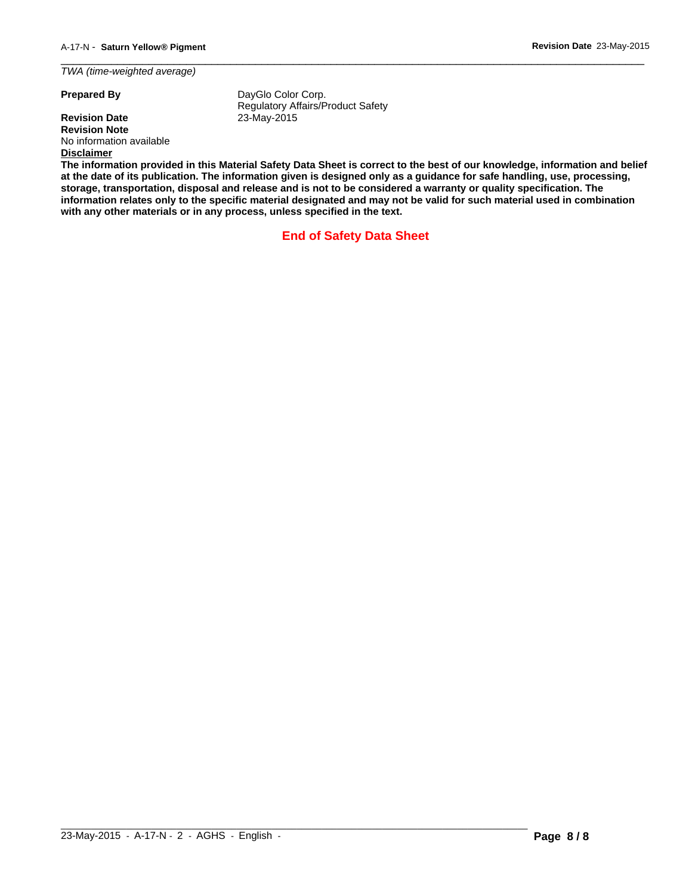*TWA (time-weighted average)*

**Prepared By** DayGlo Color Corp.
Regulatory Affairs/Product Safety

**Revision Date** 23-May-2015

**Revision Note**
No information available

**Disclaimer**

**The information provided in this Material Safety Data Sheet is correct to the best of our knowledge, information and belief at the date of its publication. The information given is designed only as a guidance for safe handling, use, processing, storage, transportation, disposal and release and is not to be considered a warranty or quality specification. The information relates only to the specific material designated and may not be valid for such material used in combination with any other materials or in any process, unless specified in the text.**

**End of Safety Data Sheet**